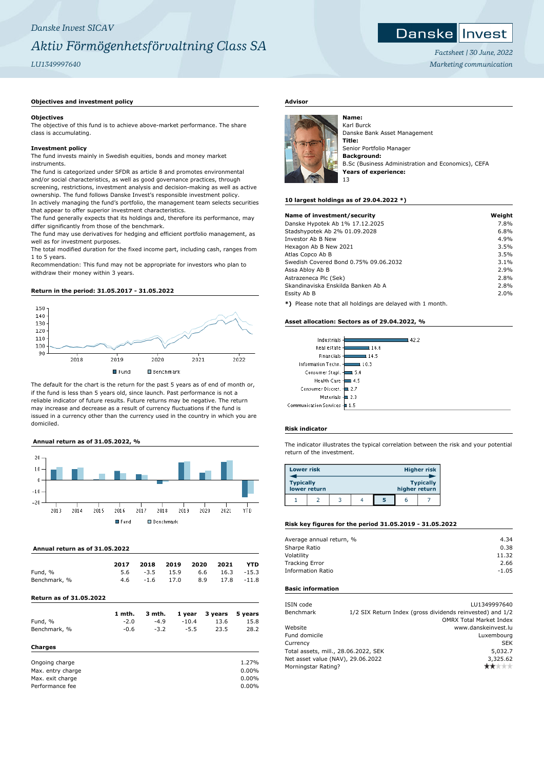*Danske Invest SICAV*

# *Aktiv Förmögenhetsförvaltning Class SA*

*LU1349997640*

*Factsheet | 30 June, 2022*
*Marketing communication*

## Objectives and investment policy

### Objectives

The objective of this fund is to achieve above-market performance. The share class is accumulating.

### Investment policy

The fund invests mainly in Swedish equities, bonds and money market instruments.
The fund is categorized under SFDR as article 8 and promotes environmental and/or social characteristics, as well as good governance practices, through screening, restrictions, investment analysis and decision-making as well as active ownership. The fund follows Danske Invest's responsible investment policy.
In actively managing the fund's portfolio, the management team selects securities that appear to offer superior investment characteristics.
The fund generally expects that its holdings and, therefore its performance, may differ significantly from those of the benchmark.
The fund may use derivatives for hedging and efficient portfolio management, as well as for investment purposes.
The total modified duration for the fixed income part, including cash, ranges from 1 to 5 years.
Recommendation: This fund may not be appropriate for investors who plan to withdraw their money within 3 years.

## Return in the period: 31.05.2017 - 31.05.2022

Fund / Benchmark

The default for the chart is the return for the past 5 years as of end of month or, if the fund is less than 5 years old, since launch. Past performance is not a reliable indicator of future results. Future returns may be negative. The return may increase and decrease as a result of currency fluctuations if the fund is issued in a currency other than the currency used in the country in which you are domiciled.

## Annual return as of 31.05.2022, %

Fund / Benchmark

## Annual return as of 31.05.2022

| | 2017 | 2018 | 2019 | 2020 | 2021 | YTD |
|---|---|---|---|---|---|---|
| Fund, % | 5.6 | -3.5 | 15.9 | 6.6 | 16.3 | -15.3 |
| Benchmark, % | 4.6 | -1.6 | 17.0 | 8.9 | 17.8 | -11.8 |

## Return as of 31.05.2022

| | 1 mth. | 3 mth. | 1 year | 3 years | 5 years |
|---|---|---|---|---|---|
| Fund, % | -2.0 | -4.9 | -10.4 | 13.6 | 15.8 |
| Benchmark, % | -0.6 | -3.2 | -5.5 | 23.5 | 28.2 |

## Charges

| | |
|---|---|
| Ongoing charge | 1.27% |
| Max. entry charge | 0.00% |
| Max. exit charge | 0.00% |
| Performance fee | 0.00% |

## Advisor

**Name:**
Karl Burck
Danske Bank Asset Management
**Title:**
Senior Portfolio Manager
**Background:**
B.Sc (Business Administration and Economics), CEFA
**Years of experience:**
13

## 10 largest holdings as of 29.04.2022 *)

| Name of investment/security | Weight |
|---|---|
| Danske Hypotek Ab 1% 17.12.2025 | 7.8% |
| Stadshypotek Ab 2% 01.09.2028 | 6.8% |
| Investor Ab B New | 4.9% |
| Hexagon Ab B New 2021 | 3.5% |
| Atlas Copco Ab B | 3.5% |
| Swedish Covered Bond 0.75% 09.06.2032 | 3.1% |
| Assa Abloy Ab B | 2.9% |
| Astrazeneca Plc (Sek) | 2.8% |
| Skandinaviska Enskilda Banken Ab A | 2.8% |
| Essity Ab B | 2.0% |

**\*)** Please note that all holdings are delayed with 1 month.

## Asset allocation: Sectors as of 29.04.2022, %

| Sector | % |
|---|---|
| Industrials | 42.2 |
| Real estate | 16.6 |
| Financials | 14.5 |
| Information Techn. | 10.3 |
| Consumer Stapl. | 5.4 |
| Health Care | 4.5 |
| Consumer Discret. | 2.7 |
| Materials | 2.3 |
| Communication Services | 1.5 |

## Risk indicator

The indicator illustrates the typical correlation between the risk and your potential return of the investment.

| Lower risk | | | | | | Higher risk |
|---|---|---|---|---|---|---|
| Typically lower return | | | | | | Typically higher return |
| 1 | 2 | 3 | 4 | **5** | 6 | 7 |

## Risk key figures for the period 31.05.2019 - 31.05.2022

| | |
|---|---|
| Average annual return, % | 4.34 |
| Sharpe Ratio | 0.38 |
| Volatility | 11.32 |
| Tracking Error | 2.66 |
| Information Ratio | -1.05 |

## Basic information

| | |
|---|---|
| ISIN code | LU1349997640 |
| Benchmark | 1/2 SIX Return Index (gross dividends reinvested) and 1/2 OMRX Total Market Index |
| Website | www.danskeinvest.lu |
| Fund domicile | Luxembourg |
| Currency | SEK |
| Total assets, mill., 28.06.2022, SEK | 5,032.7 |
| Net asset value (NAV), 29.06.2022 | 3,325.62 |
| Morningstar Rating? | ★★ |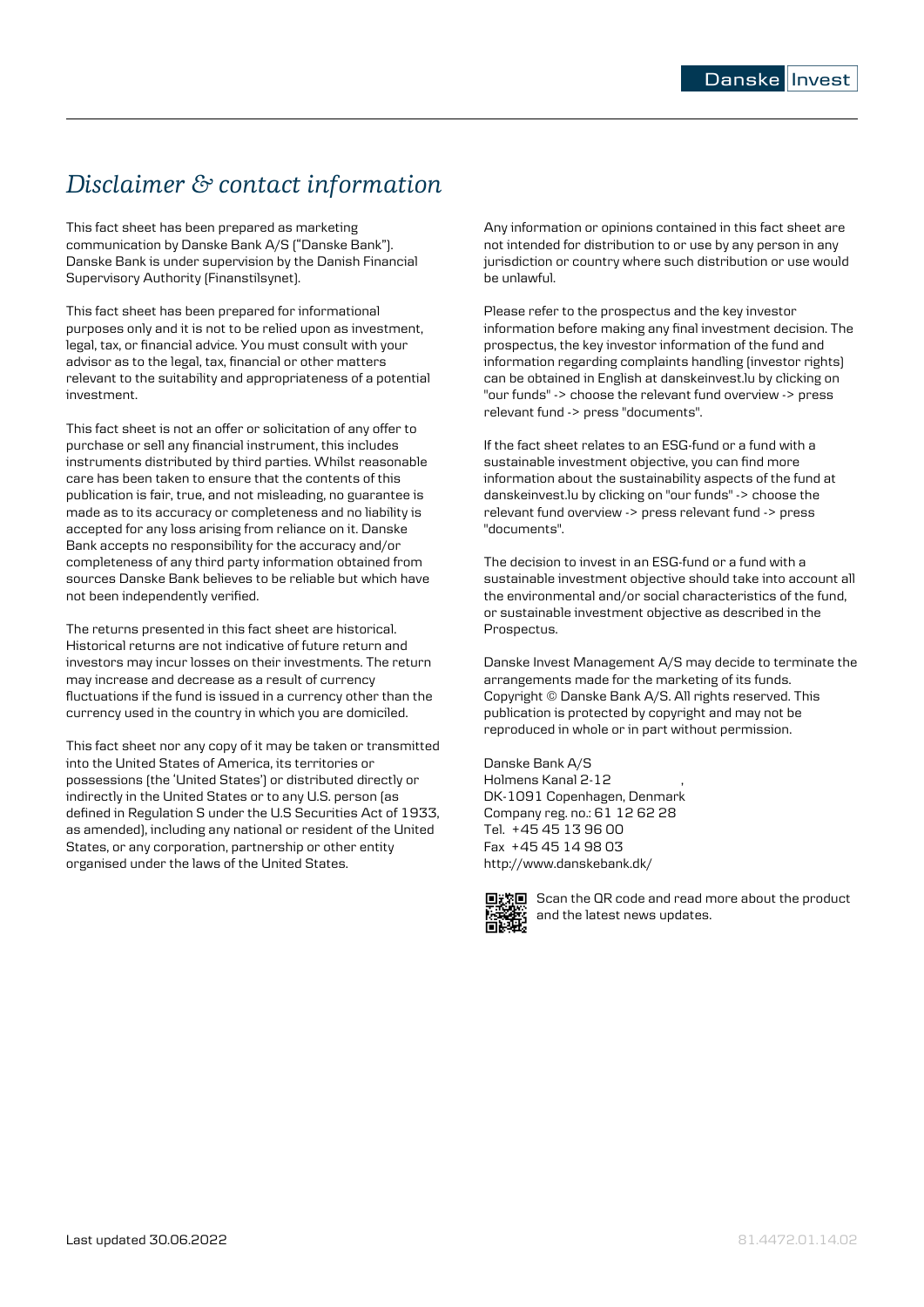# *Disclaimer & contact information*

This fact sheet has been prepared as marketing communication by Danske Bank A/S ("Danske Bank"). Danske Bank is under supervision by the Danish Financial Supervisory Authority (Finanstilsynet).

This fact sheet has been prepared for informational purposes only and it is not to be relied upon as investment, legal, tax, or financial advice. You must consult with your advisor as to the legal, tax, financial or other matters relevant to the suitability and appropriateness of a potential investment.

This fact sheet is not an offer or solicitation of any offer to purchase or sell any financial instrument, this includes instruments distributed by third parties. Whilst reasonable care has been taken to ensure that the contents of this publication is fair, true, and not misleading, no guarantee is made as to its accuracy or completeness and no liability is accepted for any loss arising from reliance on it. Danske Bank accepts no responsibility for the accuracy and/or completeness of any third party information obtained from sources Danske Bank believes to be reliable but which have not been independently verified.

The returns presented in this fact sheet are historical. Historical returns are not indicative of future return and investors may incur losses on their investments. The return may increase and decrease as a result of currency fluctuations if the fund is issued in a currency other than the currency used in the country in which you are domiciled.

This fact sheet nor any copy of it may be taken or transmitted into the United States of America, its territories or possessions (the 'United States') or distributed directly or indirectly in the United States or to any U.S. person (as defined in Regulation S under the U.S Securities Act of 1933, as amended), including any national or resident of the United States, or any corporation, partnership or other entity organised under the laws of the United States.

Any information or opinions contained in this fact sheet are not intended for distribution to or use by any person in any jurisdiction or country where such distribution or use would be unlawful.

Please refer to the prospectus and the key investor information before making any final investment decision. The prospectus, the key investor information of the fund and information regarding complaints handling (investor rights) can be obtained in English at danskeinvest.lu by clicking on "our funds" -> choose the relevant fund overview -> press relevant fund -> press "documents".

If the fact sheet relates to an ESG-fund or a fund with a sustainable investment objective, you can find more information about the sustainability aspects of the fund at danskeinvest.lu by clicking on "our funds" -> choose the relevant fund overview -> press relevant fund -> press "documents".

The decision to invest in an ESG-fund or a fund with a sustainable investment objective should take into account all the environmental and/or social characteristics of the fund, or sustainable investment objective as described in the Prospectus.

Danske Invest Management A/S may decide to terminate the arrangements made for the marketing of its funds. Copyright © Danske Bank A/S. All rights reserved. This publication is protected by copyright and may not be reproduced in whole or in part without permission.

Danske Bank A/S
Holmens Kanal 2-12
DK-1091 Copenhagen, Denmark
Company reg. no.: 61 12 62 28
Tel. +45 45 13 96 00
Fax +45 45 14 98 03
http://www.danskebank.dk/

Scan the QR code and read more about the product and the latest news updates.

Last updated 30.06.2022

81.4472.01.14.02